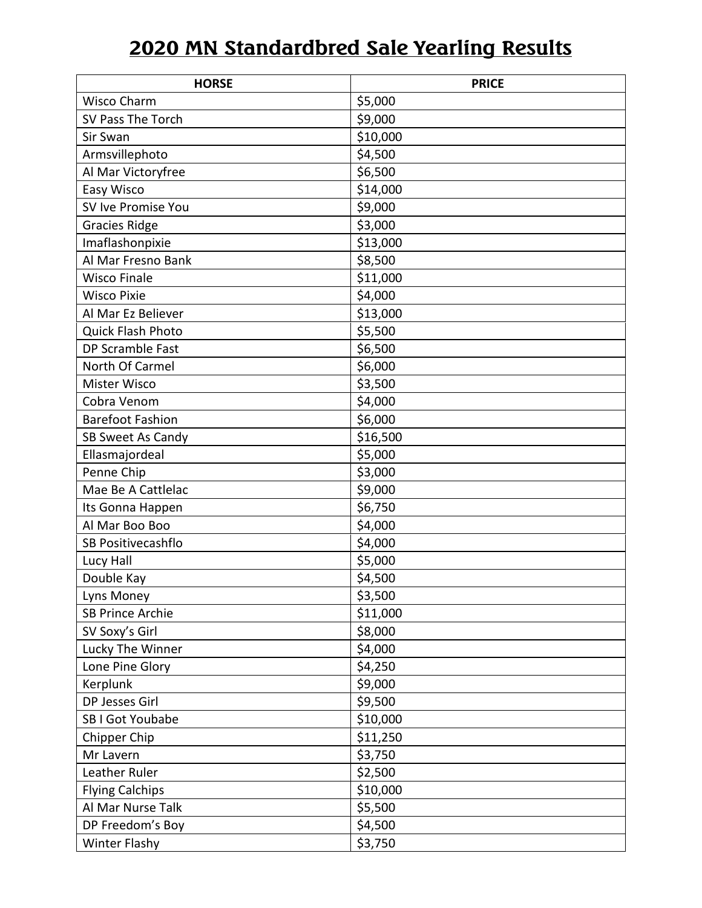# 2020 MN Standardbred Sale Yearling Results

| HORSE | PRICE |
|---|---|
| Wisco Charm | $5,000 |
| SV Pass The Torch | $9,000 |
| Sir Swan | $10,000 |
| Armsvillephoto | $4,500 |
| Al Mar Victoryfree | $6,500 |
| Easy Wisco | $14,000 |
| SV Ive Promise You | $9,000 |
| Gracies Ridge | $3,000 |
| Imaflashonpixie | $13,000 |
| Al Mar Fresno Bank | $8,500 |
| Wisco Finale | $11,000 |
| Wisco Pixie | $4,000 |
| Al Mar Ez Believer | $13,000 |
| Quick Flash Photo | $5,500 |
| DP Scramble Fast | $6,500 |
| North Of Carmel | $6,000 |
| Mister Wisco | $3,500 |
| Cobra Venom | $4,000 |
| Barefoot Fashion | $6,000 |
| SB Sweet As Candy | $16,500 |
| Ellasmajordeal | $5,000 |
| Penne Chip | $3,000 |
| Mae Be A Cattlelac | $9,000 |
| Its Gonna Happen | $6,750 |
| Al Mar Boo Boo | $4,000 |
| SB Positivecashflo | $4,000 |
| Lucy Hall | $5,000 |
| Double Kay | $4,500 |
| Lyns Money | $3,500 |
| SB Prince Archie | $11,000 |
| SV Soxy's Girl | $8,000 |
| Lucky The Winner | $4,000 |
| Lone Pine Glory | $4,250 |
| Kerplunk | $9,000 |
| DP Jesses Girl | $9,500 |
| SB I Got Youbabe | $10,000 |
| Chipper Chip | $11,250 |
| Mr Lavern | $3,750 |
| Leather Ruler | $2,500 |
| Flying Calchips | $10,000 |
| Al Mar Nurse Talk | $5,500 |
| DP Freedom's Boy | $4,500 |
| Winter Flashy | $3,750 |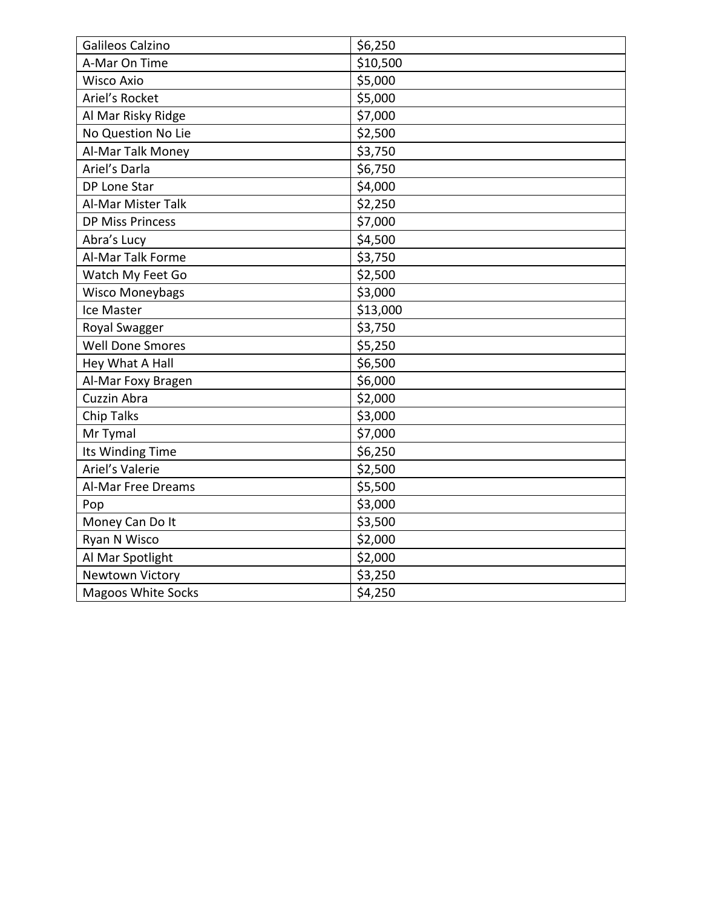| | |
|---|---|
| Galileos Calzino | $6,250 |
| A-Mar On Time | $10,500 |
| Wisco Axio | $5,000 |
| Ariel’s Rocket | $5,000 |
| Al Mar Risky Ridge | $7,000 |
| No Question No Lie | $2,500 |
| Al-Mar Talk Money | $3,750 |
| Ariel’s Darla | $6,750 |
| DP Lone Star | $4,000 |
| Al-Mar Mister Talk | $2,250 |
| DP Miss Princess | $7,000 |
| Abra’s Lucy | $4,500 |
| Al-Mar Talk Forme | $3,750 |
| Watch My Feet Go | $2,500 |
| Wisco Moneybags | $3,000 |
| Ice Master | $13,000 |
| Royal Swagger | $3,750 |
| Well Done Smores | $5,250 |
| Hey What A Hall | $6,500 |
| Al-Mar Foxy Bragen | $6,000 |
| Cuzzin Abra | $2,000 |
| Chip Talks | $3,000 |
| Mr Tymal | $7,000 |
| Its Winding Time | $6,250 |
| Ariel’s Valerie | $2,500 |
| Al-Mar Free Dreams | $5,500 |
| Pop | $3,000 |
| Money Can Do It | $3,500 |
| Ryan N Wisco | $2,000 |
| Al Mar Spotlight | $2,000 |
| Newtown Victory | $3,250 |
| Magoos White Socks | $4,250 |